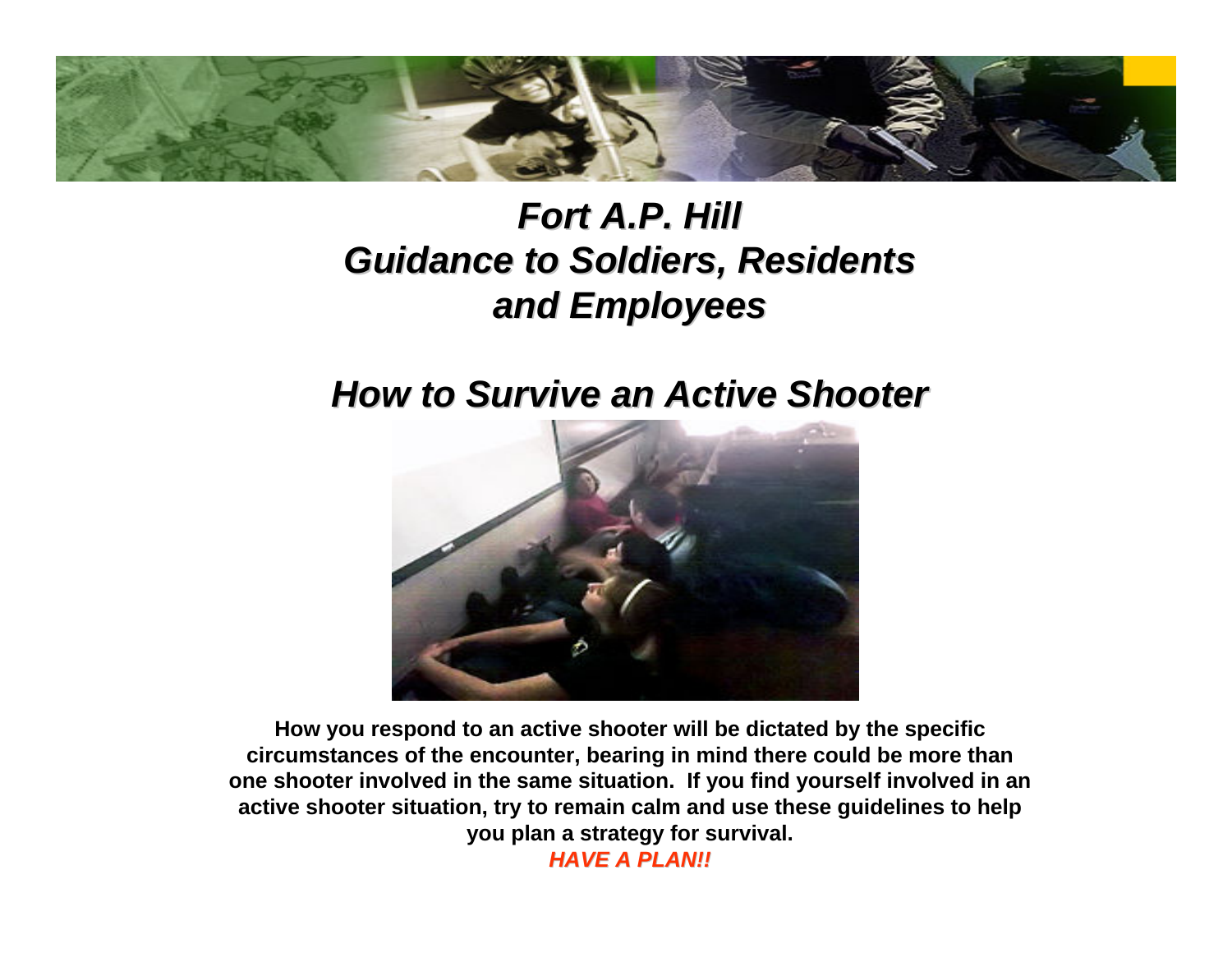# *Fort A.P. Hill Guidance to Soldiers, Residents and Employees*

## *How to Survive an Active Shooter*

**How you respond to an active shooter will be dictated by the specific circumstances of the encounter, bearing in mind there could be more than one shooter involved in the same situation. If you find yourself involved in an active shooter situation, try to remain calm and use these guidelines to help you plan a strategy for survival.**

***HAVE A PLAN!!***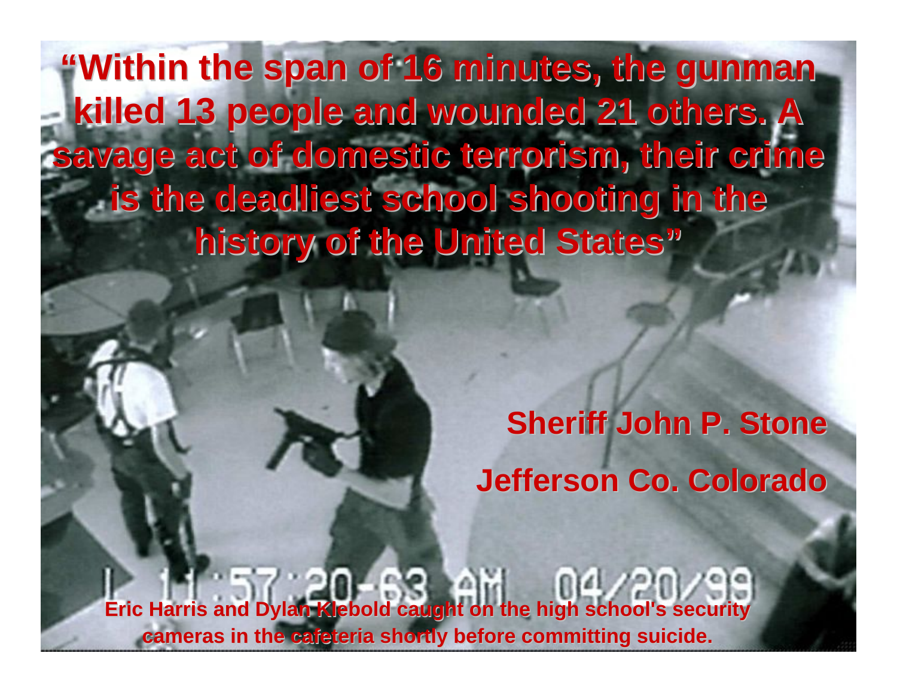**"Within the span of 16 minutes, the gunman killed 13 people and wounded 21 others. A savage act of domestic terrorism, their crime is the deadliest school shooting in the history of the United States"**

**Sheriff John P. Stone**

**Jefferson Co. Colorado**

L 11:57:20-63 AM 04/20/99

**Eric Harris and Dylan Klebold caught on the high school's security cameras in the cafeteria shortly before committing suicide.**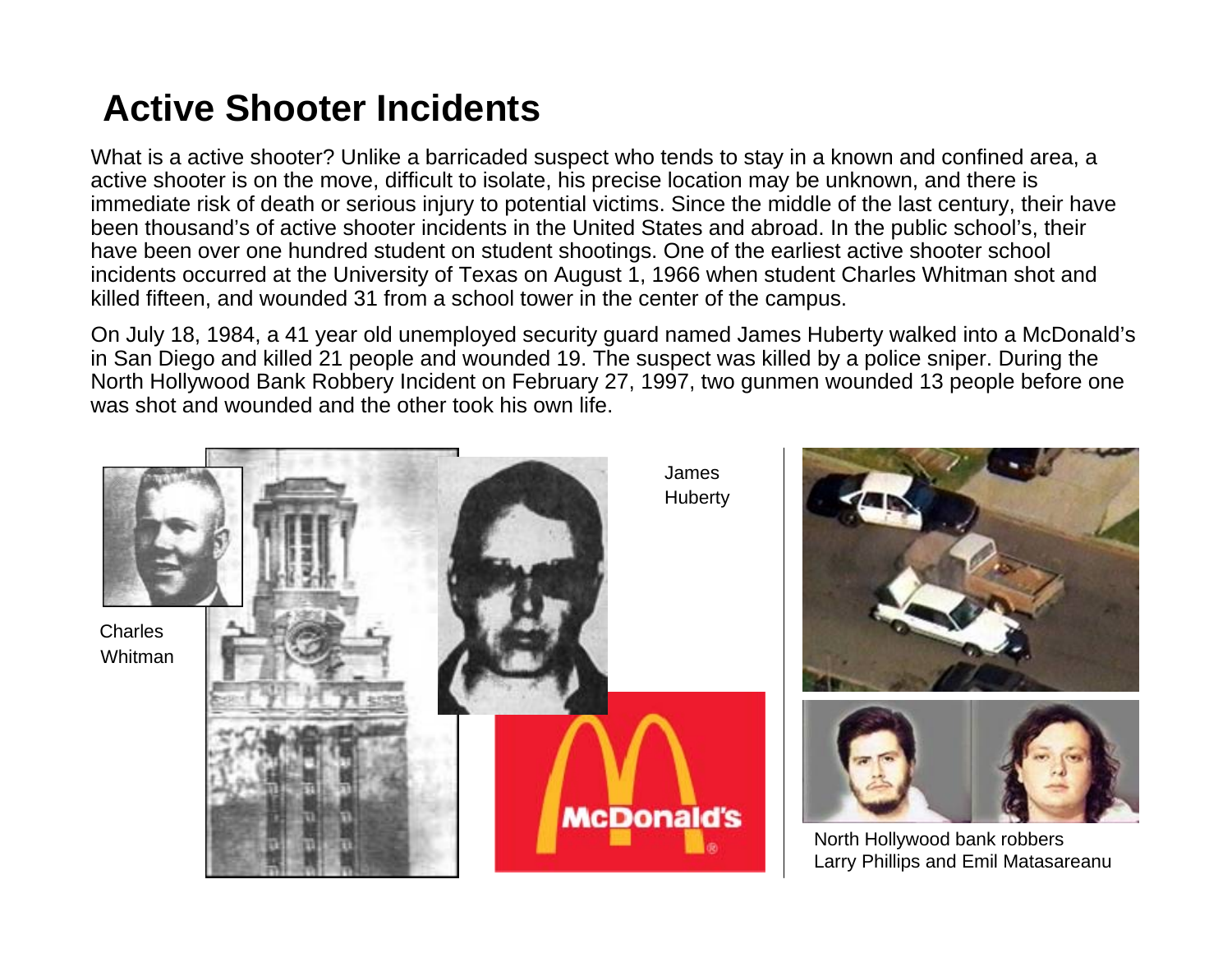# Active Shooter Incidents

What is a active shooter? Unlike a barricaded suspect who tends to stay in a known and confined area, a active shooter is on the move, difficult to isolate, his precise location may be unknown, and there is immediate risk of death or serious injury to potential victims. Since the middle of the last century, their have been thousand's of active shooter incidents in the United States and abroad. In the public school's, their have been over one hundred student on student shootings. One of the earliest active shooter school incidents occurred at the University of Texas on August 1, 1966 when student Charles Whitman shot and killed fifteen, and wounded 31 from a school tower in the center of the campus.

On July 18, 1984, a 41 year old unemployed security guard named James Huberty walked into a McDonald's in San Diego and killed 21 people and wounded 19. The suspect was killed by a police sniper. During the North Hollywood Bank Robbery Incident on February 27, 1997, two gunmen wounded 13 people before one was shot and wounded and the other took his own life.

Charles Whitman

James Huberty

North Hollywood bank robbers Larry Phillips and Emil Matasareanu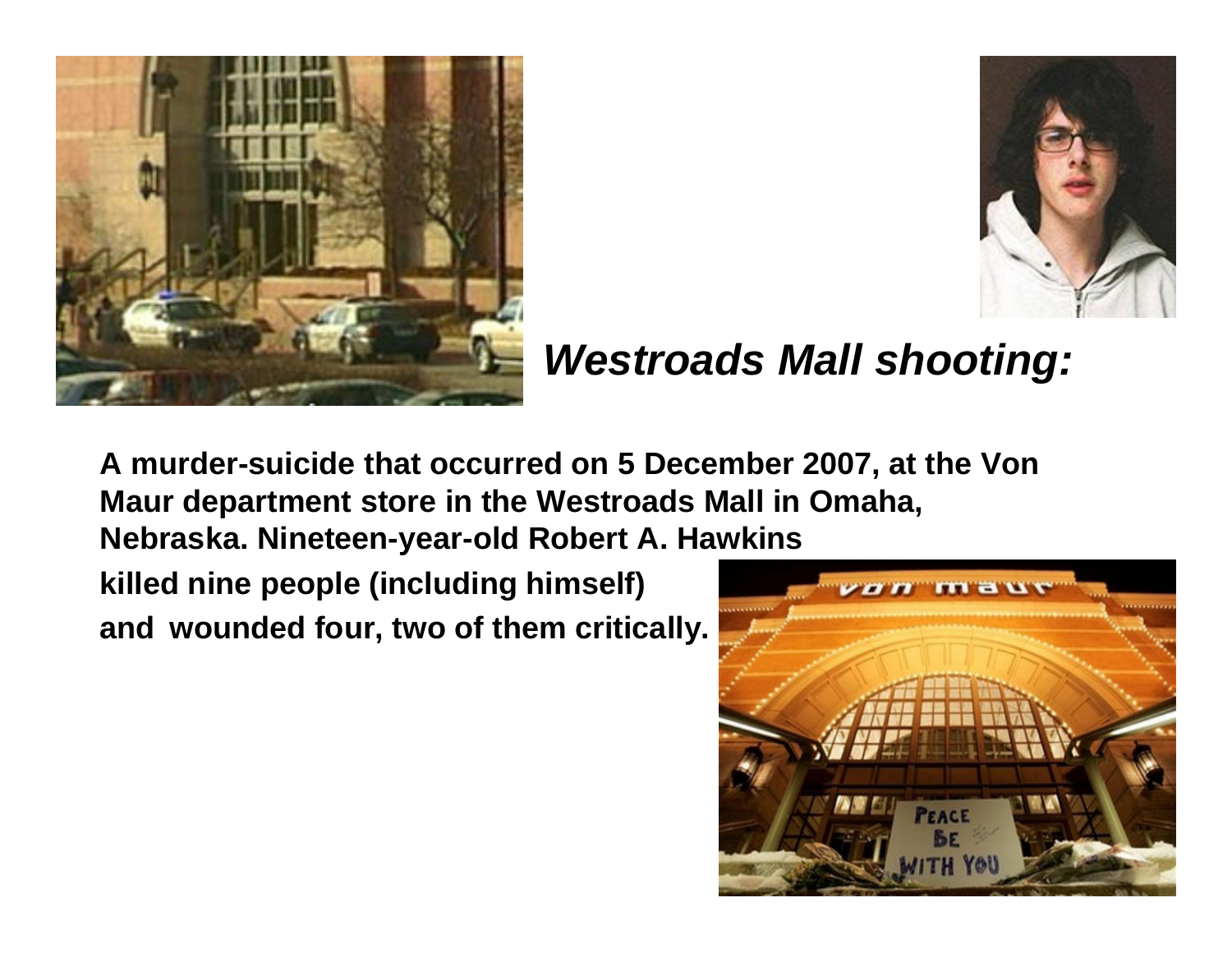## *Westroads Mall shooting:*

**A murder-suicide that occurred on 5 December 2007, at the Von Maur department store in the Westroads Mall in Omaha, Nebraska. Nineteen-year-old Robert A. Hawkins killed nine people (including himself) and wounded four, two of them critically.**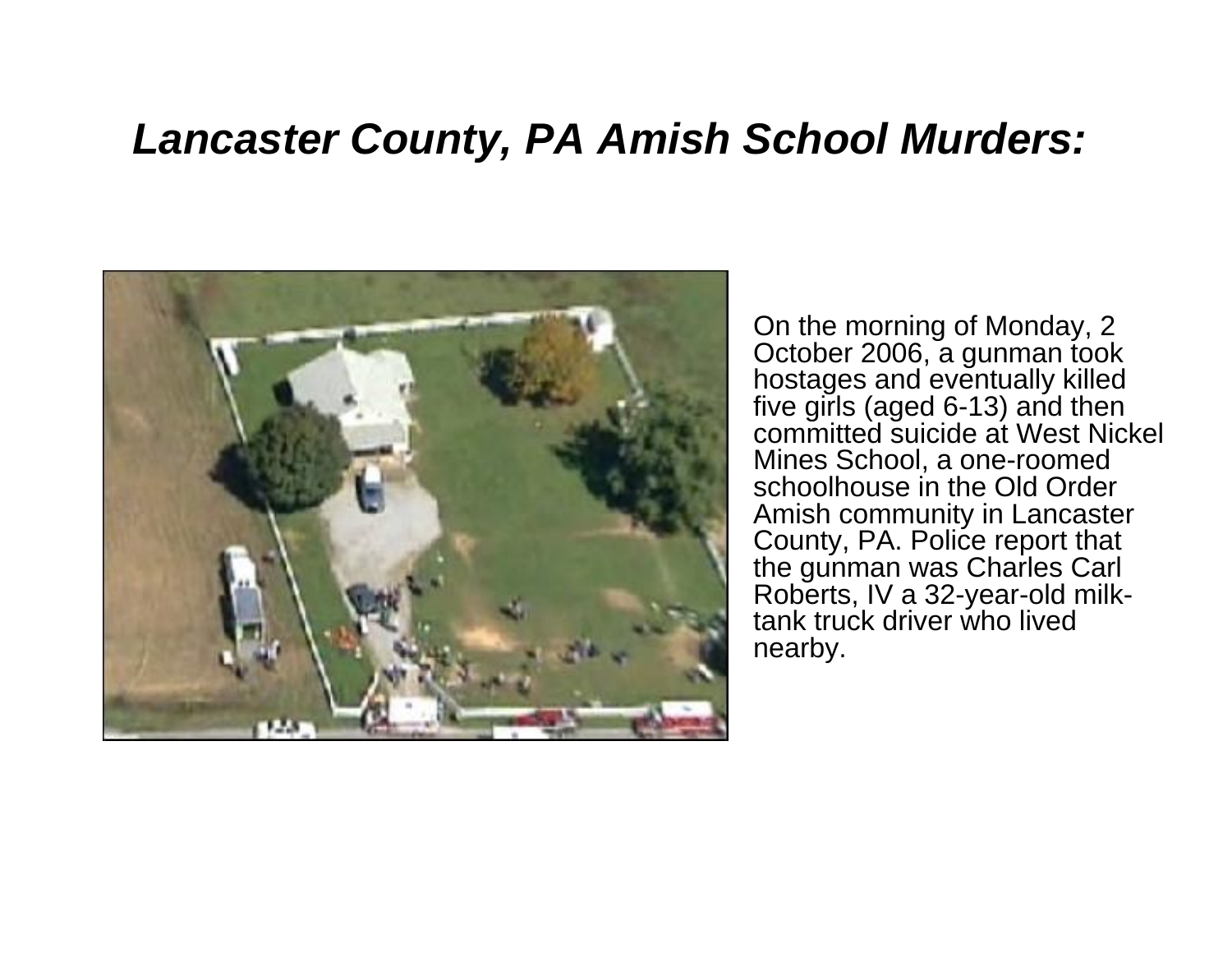# *Lancaster County, PA Amish School Murders:*

On the morning of Monday, 2 October 2006, a gunman took hostages and eventually killed five girls (aged 6-13) and then committed suicide at West Nickel Mines School, a one-roomed schoolhouse in the Old Order Amish community in Lancaster County, PA. Police report that the gunman was Charles Carl Roberts, IV a 32-year-old milk-tank truck driver who lived nearby.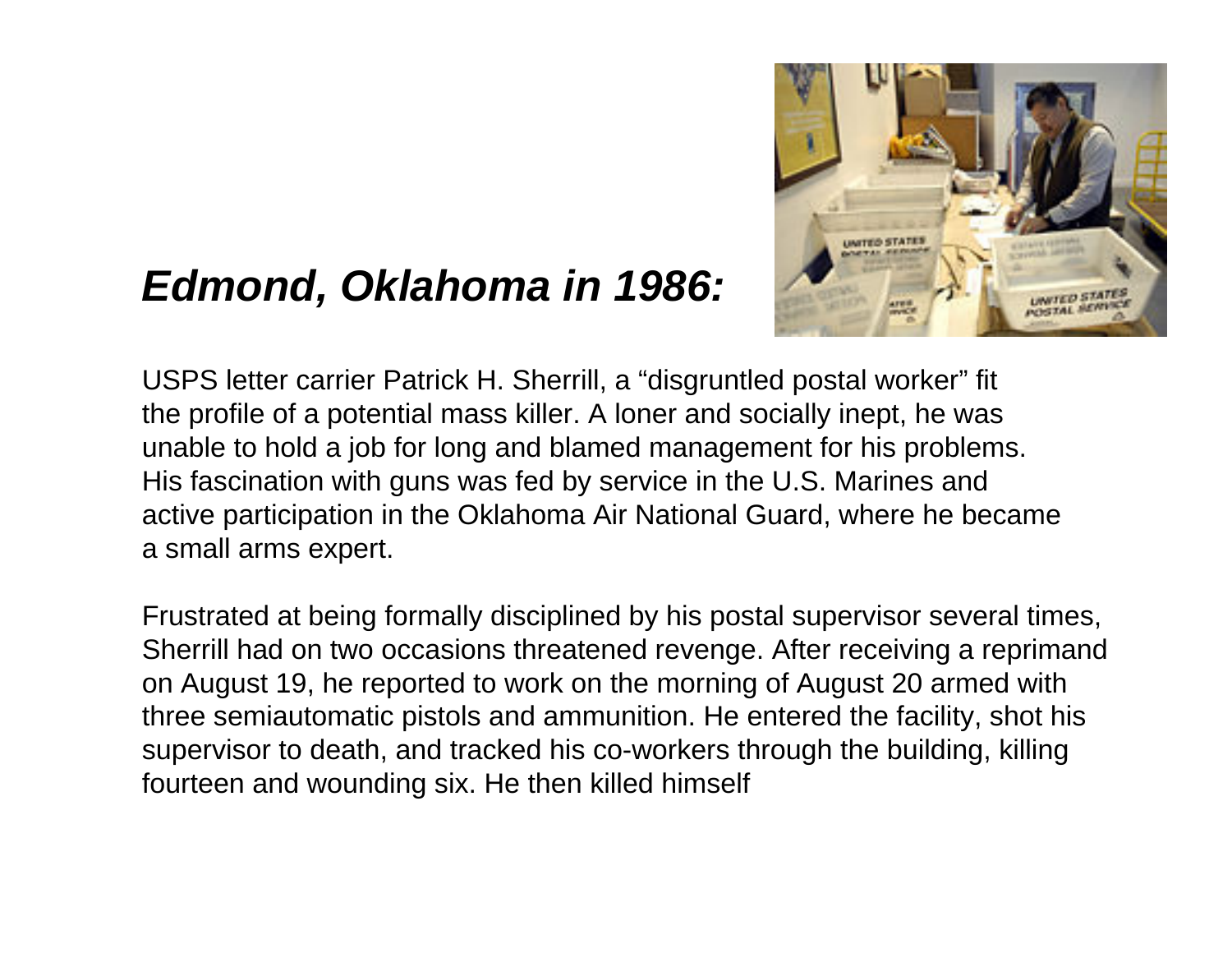## ***Edmond, Oklahoma in 1986:***

USPS letter carrier Patrick H. Sherrill, a "disgruntled postal worker" fit the profile of a potential mass killer. A loner and socially inept, he was unable to hold a job for long and blamed management for his problems. His fascination with guns was fed by service in the U.S. Marines and active participation in the Oklahoma Air National Guard, where he became a small arms expert.

Frustrated at being formally disciplined by his postal supervisor several times, Sherrill had on two occasions threatened revenge. After receiving a reprimand on August 19, he reported to work on the morning of August 20 armed with three semiautomatic pistols and ammunition. He entered the facility, shot his supervisor to death, and tracked his co-workers through the building, killing fourteen and wounding six. He then killed himself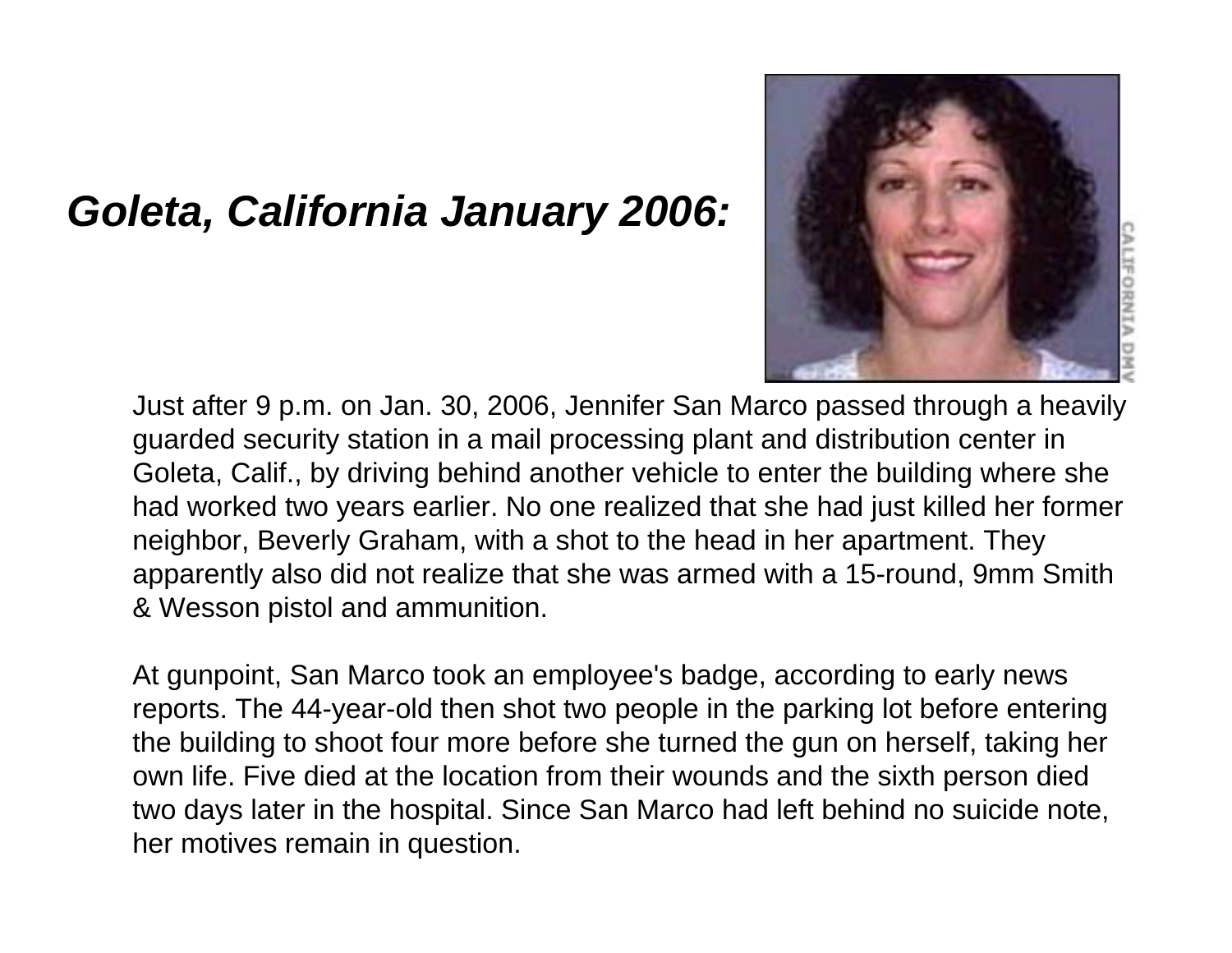## *Goleta, California January 2006:*

Just after 9 p.m. on Jan. 30, 2006, Jennifer San Marco passed through a heavily guarded security station in a mail processing plant and distribution center in Goleta, Calif., by driving behind another vehicle to enter the building where she had worked two years earlier. No one realized that she had just killed her former neighbor, Beverly Graham, with a shot to the head in her apartment. They apparently also did not realize that she was armed with a 15-round, 9mm Smith & Wesson pistol and ammunition.

At gunpoint, San Marco took an employee's badge, according to early news reports. The 44-year-old then shot two people in the parking lot before entering the building to shoot four more before she turned the gun on herself, taking her own life. Five died at the location from their wounds and the sixth person died two days later in the hospital. Since San Marco had left behind no suicide note, her motives remain in question.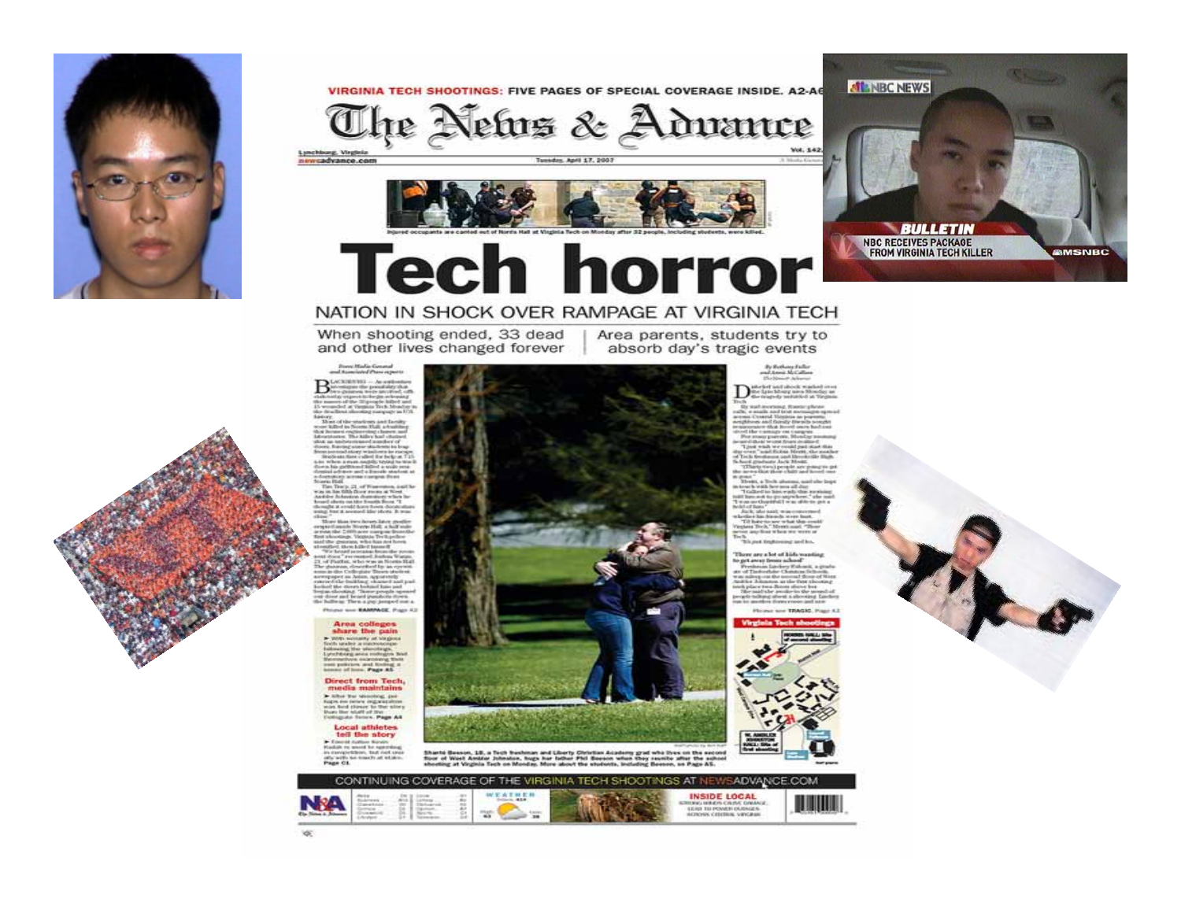VIRGINIA TECH SHOOTINGS: FIVE PAGES OF SPECIAL COVERAGE INSIDE. A2-A6

# The News & Advance

Lynchburg, Virginia
newsadvance.com

Tuesday, April 17, 2007

Injured occupants are carried out of Norris Hall at Virginia Tech on Monday after 32 people, including students, were killed.

# Tech horror

## NATION IN SHOCK OVER RAMPAGE AT VIRGINIA TECH

When shooting ended, 33 dead and other lives changed forever

Area parents, students try to absorb day's tragic events

**Area colleges share the pain**

**Direct from Tech, media maintains**

**Local athletes tell the story**

**Virginia Tech shootings**

CONTINUING COVERAGE OF THE VIRGINIA TECH SHOOTINGS AT NEWSADVANCE.COM

NBC NEWS

BULLETIN

NBC RECEIVES PACKAGE FROM VIRGINIA TECH KILLER

MSNBC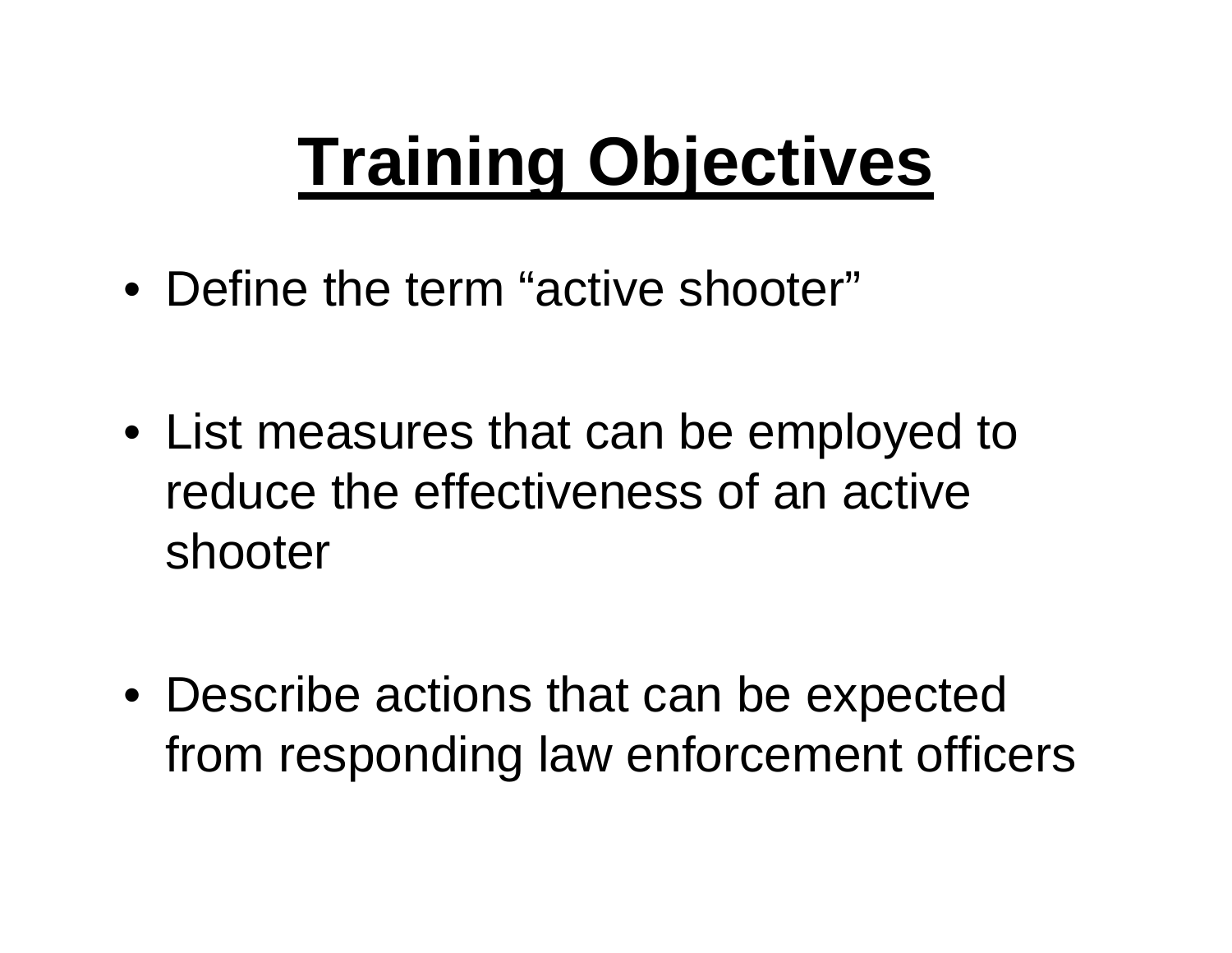# Training Objectives

- Define the term “active shooter”
- List measures that can be employed to reduce the effectiveness of an active shooter
- Describe actions that can be expected from responding law enforcement officers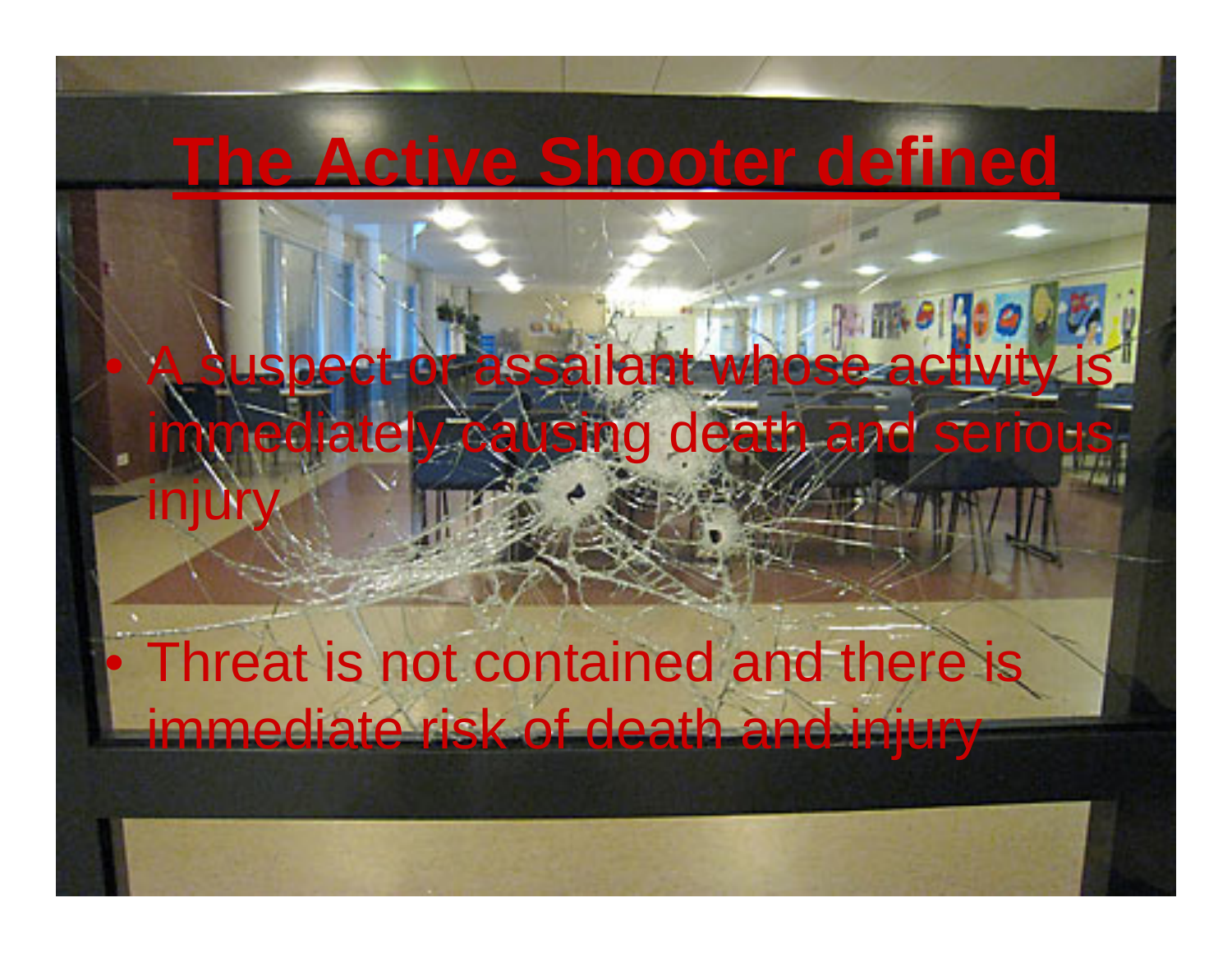# The Active Shooter defined

- A suspect or assailant whose activity is immediately causing death and serious injury
- Threat is not contained and there is immediate risk of death and injury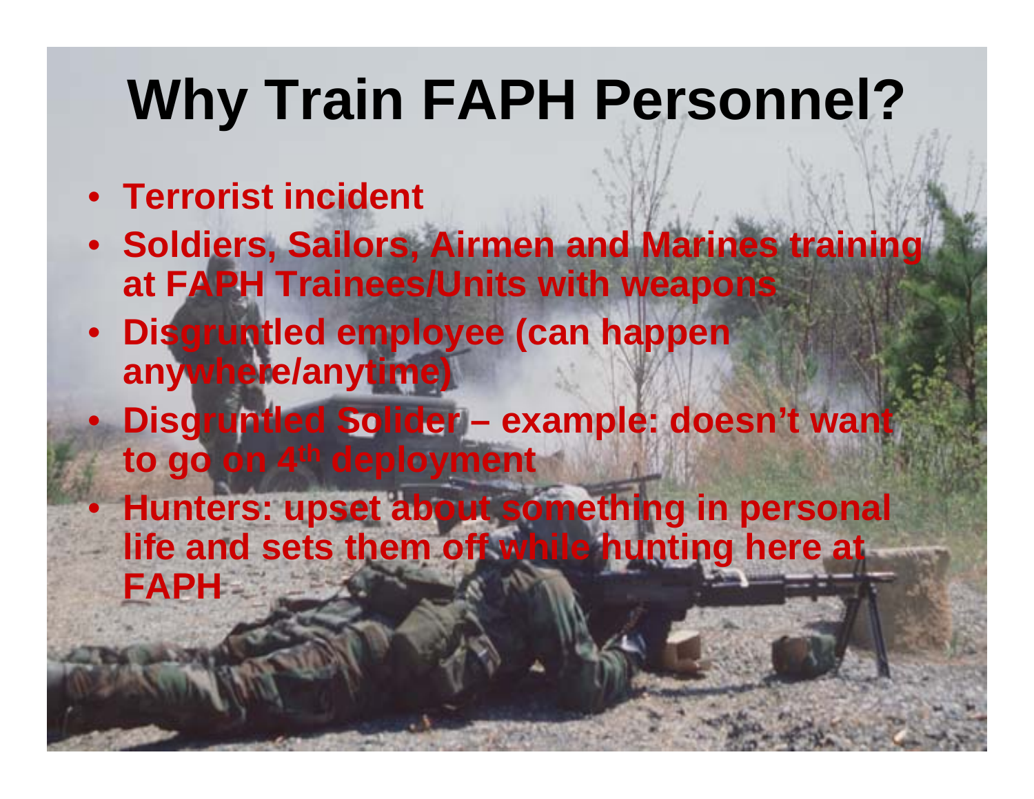# Why Train FAPH Personnel?

- Terrorist incident
- Soldiers, Sailors, Airmen and Marines training at FAPH Trainees/Units with weapons
- Disgruntled employee (can happen anywhere/anytime)
- Disgruntled Solider – example: doesn't want to go on 4th deployment
- Hunters: upset about something in personal life and sets them off while hunting here at FAPH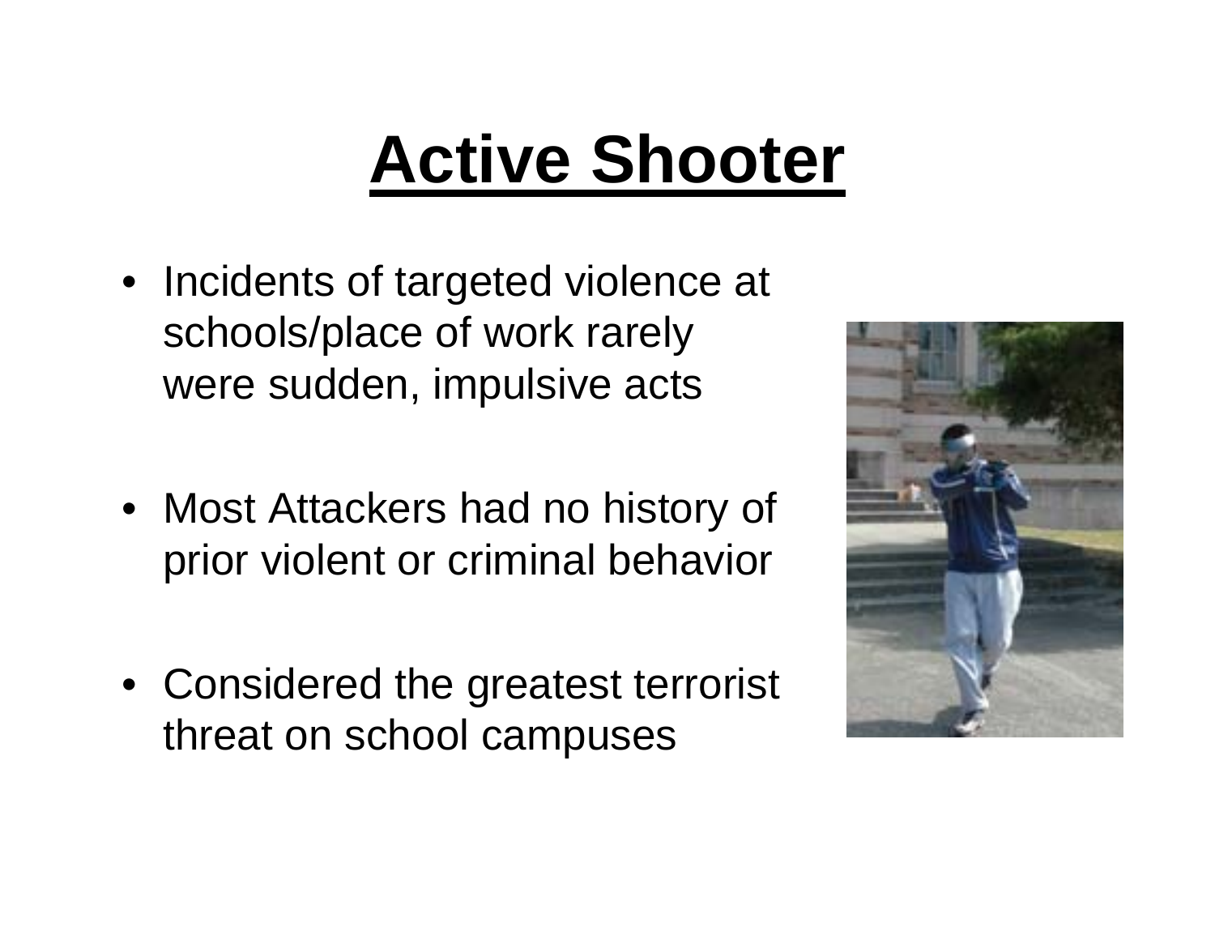# Active Shooter

- Incidents of targeted violence at schools/place of work rarely were sudden, impulsive acts
- Most Attackers had no history of prior violent or criminal behavior
- Considered the greatest terrorist threat on school campuses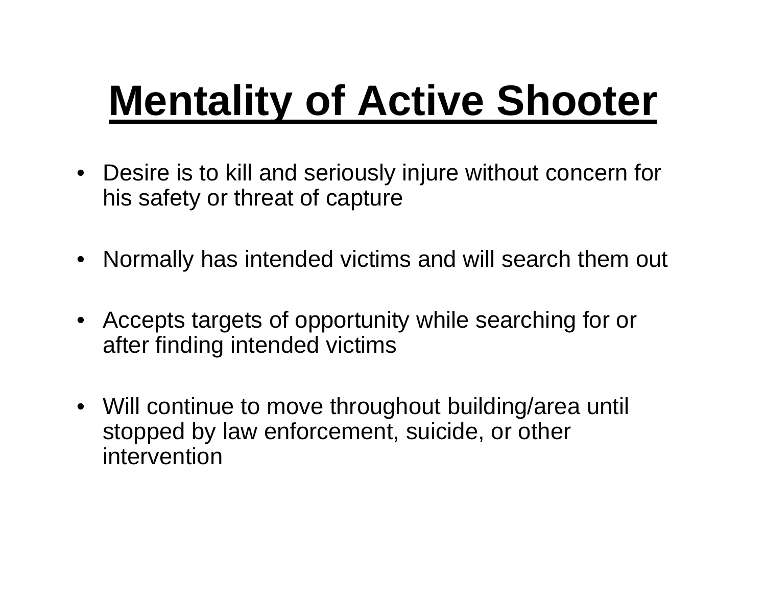# Mentality of Active Shooter

- Desire is to kill and seriously injure without concern for his safety or threat of capture
- Normally has intended victims and will search them out
- Accepts targets of opportunity while searching for or after finding intended victims
- Will continue to move throughout building/area until stopped by law enforcement, suicide, or other intervention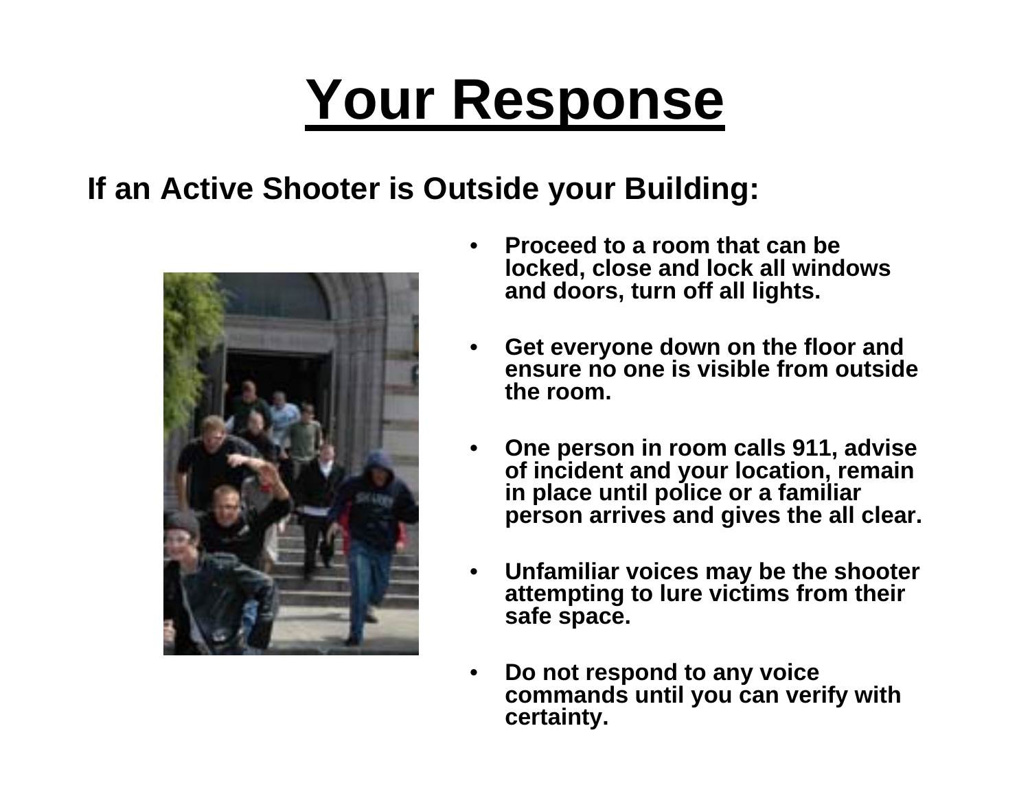# Your Response

**If an Active Shooter is Outside your Building:**

- **Proceed to a room that can be locked, close and lock all windows and doors, turn off all lights.**
- **Get everyone down on the floor and ensure no one is visible from outside the room.**
- **One person in room calls 911, advise of incident and your location, remain in place until police or a familiar person arrives and gives the all clear.**
- **Unfamiliar voices may be the shooter attempting to lure victims from their safe space.**
- **Do not respond to any voice commands until you can verify with certainty.**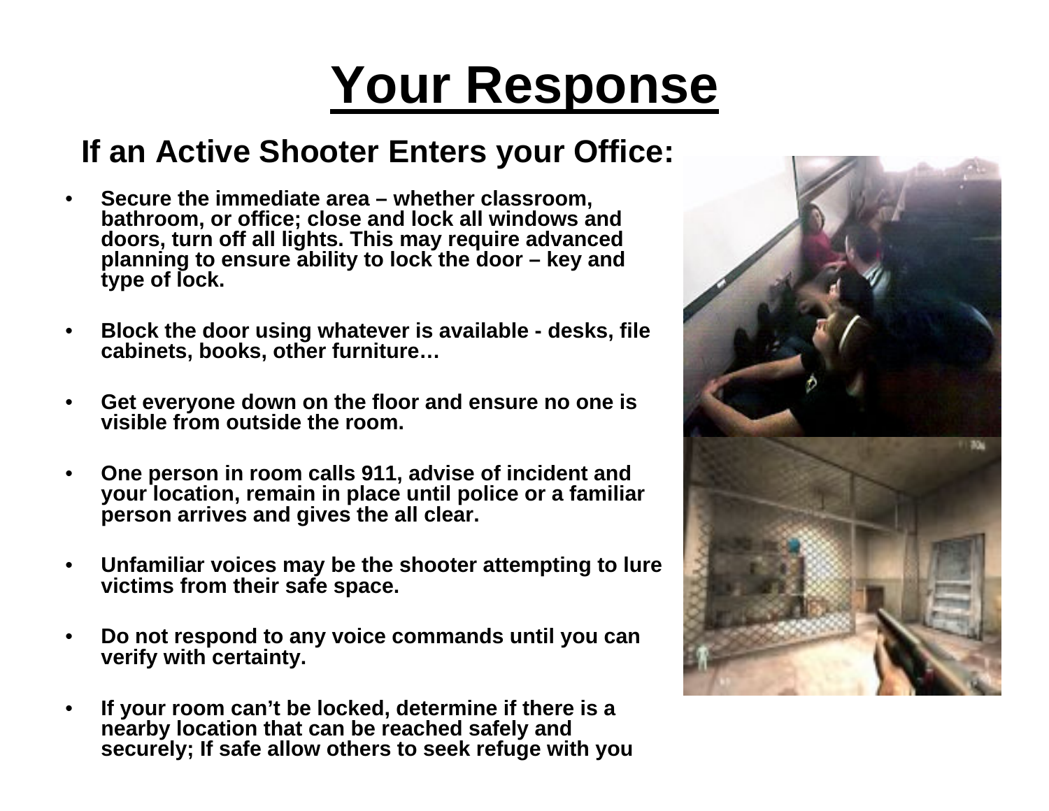# Your Response

## If an Active Shooter Enters your Office:

- Secure the immediate area – whether classroom, bathroom, or office; close and lock all windows and doors, turn off all lights. This may require advanced planning to ensure ability to lock the door – key and type of lock.
- Block the door using whatever is available - desks, file cabinets, books, other furniture…
- Get everyone down on the floor and ensure no one is visible from outside the room.
- One person in room calls 911, advise of incident and your location, remain in place until police or a familiar person arrives and gives the all clear.
- Unfamiliar voices may be the shooter attempting to lure victims from their safe space.
- Do not respond to any voice commands until you can verify with certainty.
- If your room can't be locked, determine if there is a nearby location that can be reached safely and securely; If safe allow others to seek refuge with you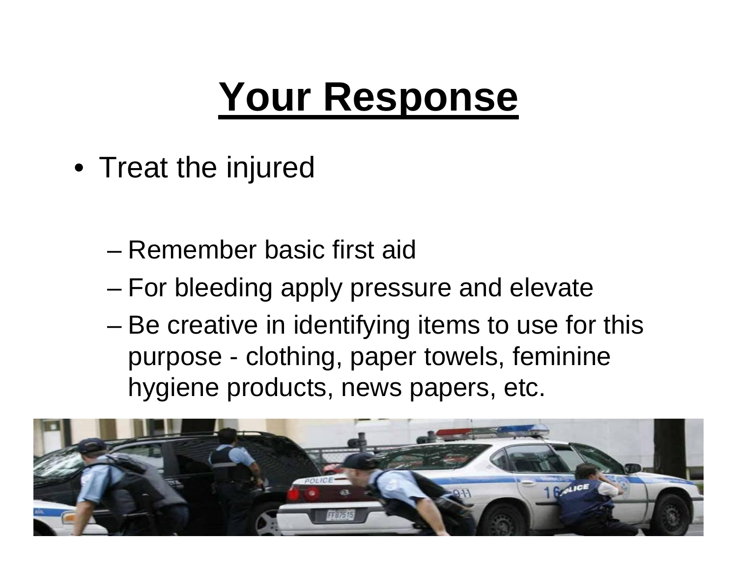# Your Response

- Treat the injured
  - Remember basic first aid
  - For bleeding apply pressure and elevate
  - Be creative in identifying items to use for this purpose - clothing, paper towels, feminine hygiene products, news papers, etc.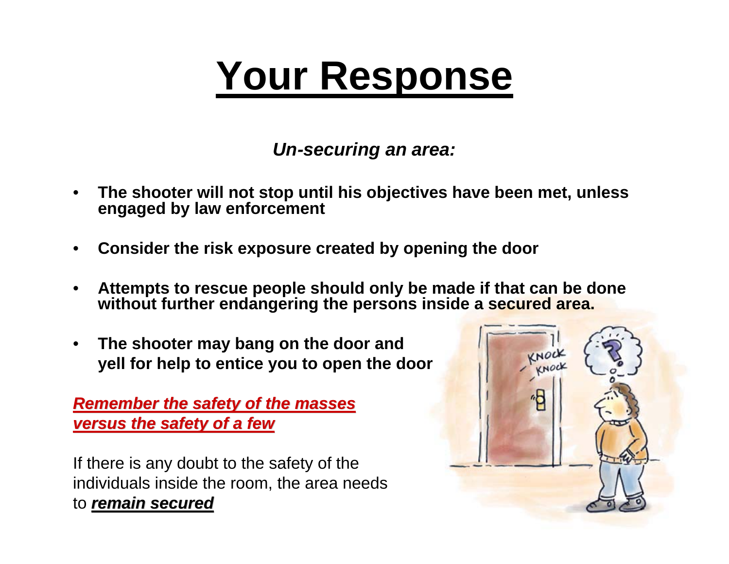# Your Response

***Un-securing an area:***

- **The shooter will not stop until his objectives have been met, unless engaged by law enforcement**
- **Consider the risk exposure created by opening the door**
- **Attempts to rescue people should only be made if that can be done without further endangering the persons inside a secured area.**
- **The shooter may bang on the door and yell for help to entice you to open the door**

***Remember the safety of the masses versus the safety of a few***

If there is any doubt to the safety of the individuals inside the room, the area needs to ***remain secured***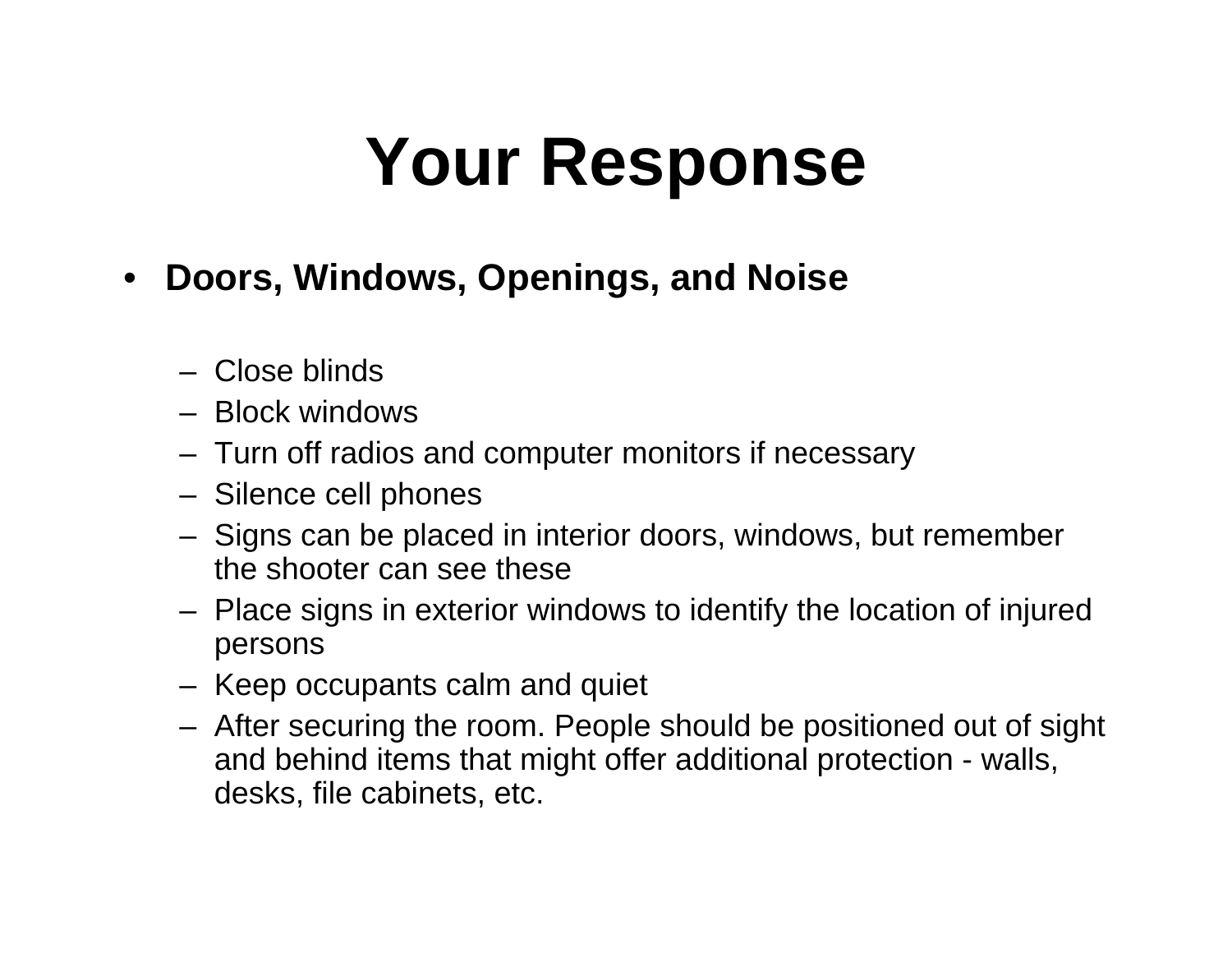# Your Response

- **Doors, Windows, Openings, and Noise**
  - Close blinds
  - Block windows
  - Turn off radios and computer monitors if necessary
  - Silence cell phones
  - Signs can be placed in interior doors, windows, but remember the shooter can see these
  - Place signs in exterior windows to identify the location of injured persons
  - Keep occupants calm and quiet
  - After securing the room. People should be positioned out of sight and behind items that might offer additional protection - walls, desks, file cabinets, etc.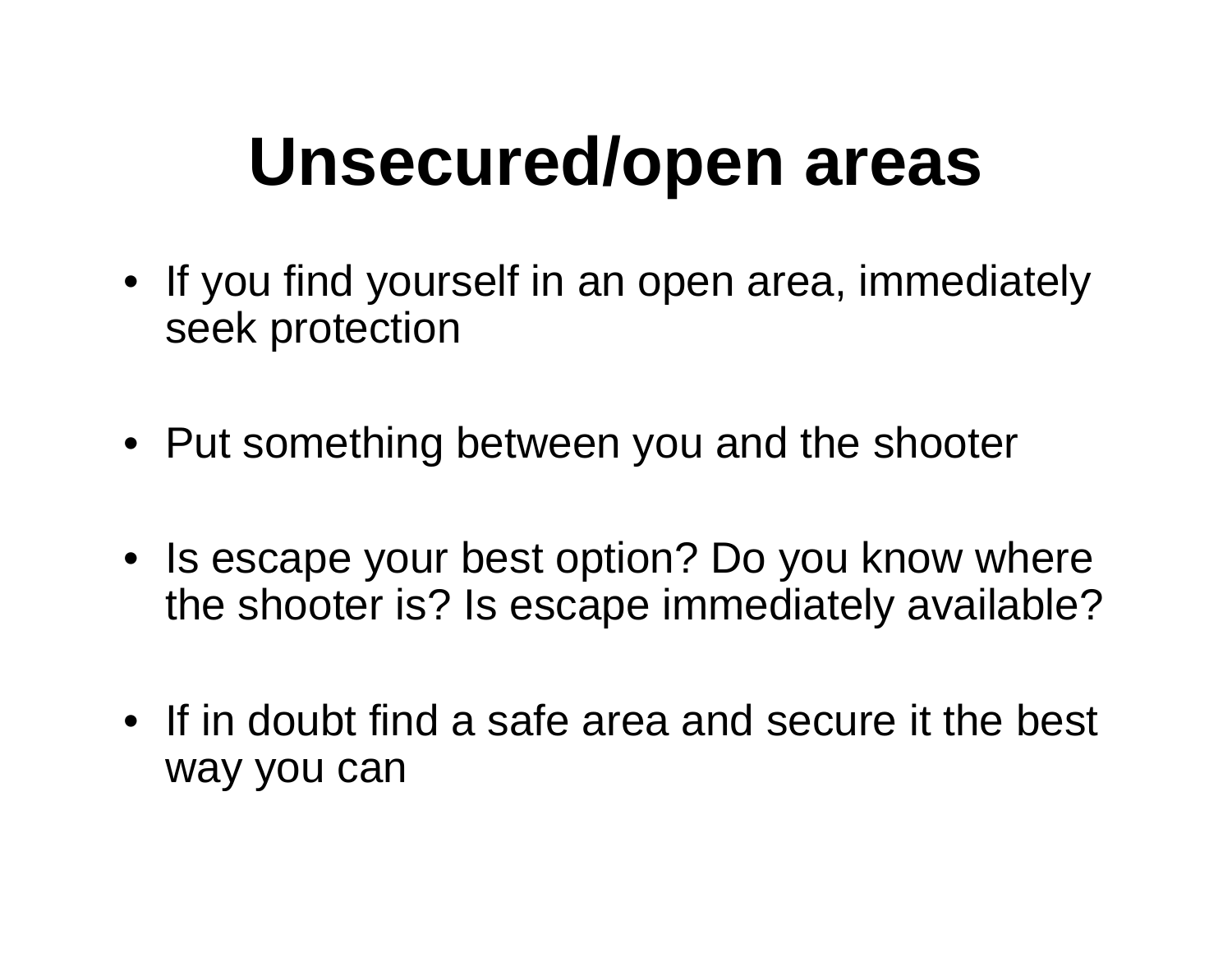# Unsecured/open areas

- If you find yourself in an open area, immediately seek protection
- Put something between you and the shooter
- Is escape your best option? Do you know where the shooter is? Is escape immediately available?
- If in doubt find a safe area and secure it the best way you can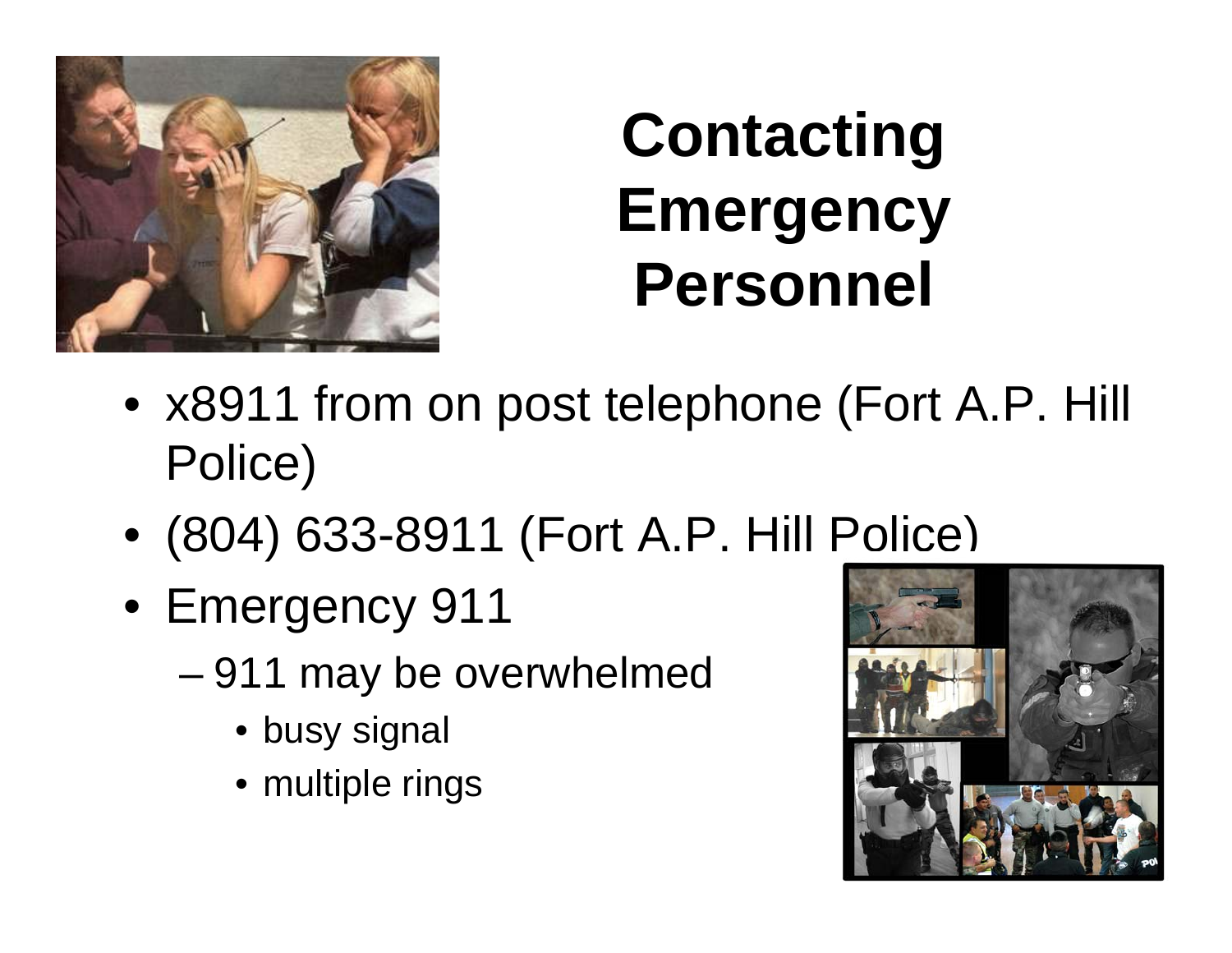# Contacting Emergency Personnel

- x8911 from on post telephone (Fort A.P. Hill Police)
- (804) 633-8911 (Fort A.P. Hill Police)
- Emergency 911
  - 911 may be overwhelmed
    - busy signal
    - multiple rings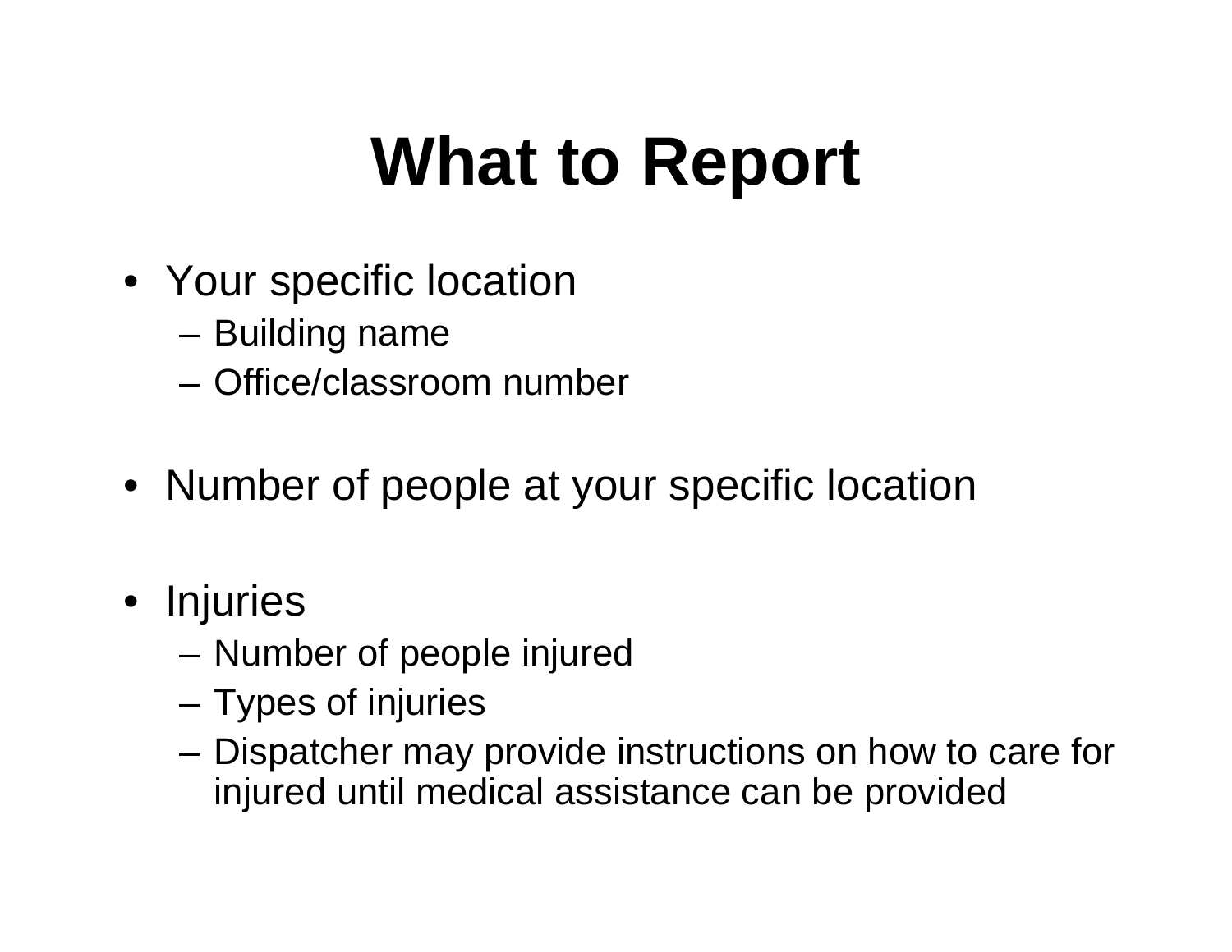# What to Report

- Your specific location
  - Building name
  - Office/classroom number
- Number of people at your specific location
- Injuries
  - Number of people injured
  - Types of injuries
  - Dispatcher may provide instructions on how to care for injured until medical assistance can be provided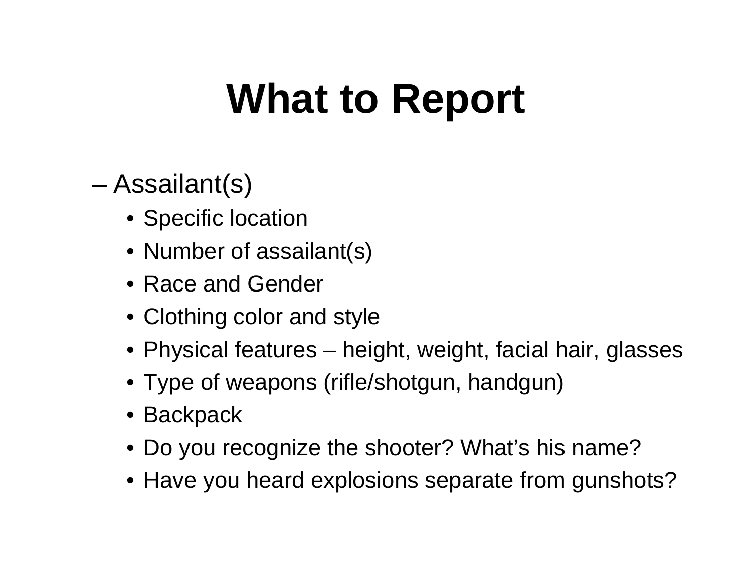# What to Report

- Assailant(s)
  - Specific location
  - Number of assailant(s)
  - Race and Gender
  - Clothing color and style
  - Physical features – height, weight, facial hair, glasses
  - Type of weapons (rifle/shotgun, handgun)
  - Backpack
  - Do you recognize the shooter? What's his name?
  - Have you heard explosions separate from gunshots?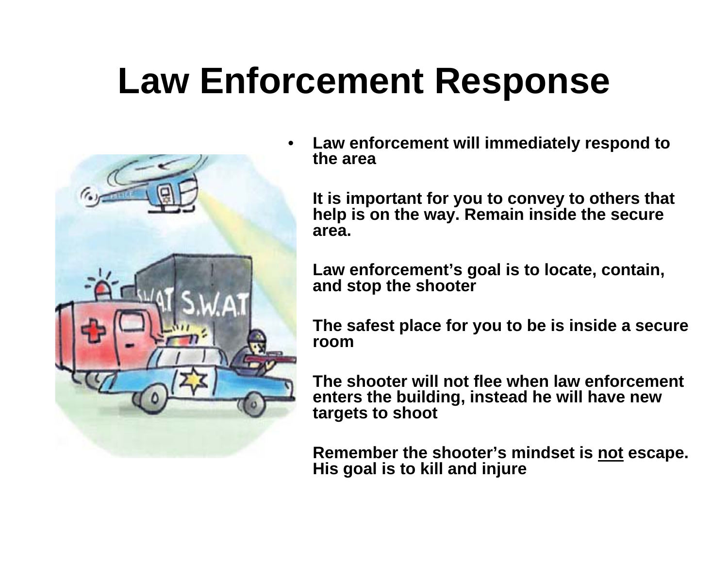# Law Enforcement Response

- **Law enforcement will immediately respond to the area**

  **It is important for you to convey to others that help is on the way. Remain inside the secure area.**

  **Law enforcement's goal is to locate, contain, and stop the shooter**

  **The safest place for you to be is inside a secure room**

  **The shooter will not flee when law enforcement enters the building, instead he will have new targets to shoot**

  **Remember the shooter's mindset is <u>not</u> escape. His goal is to kill and injure**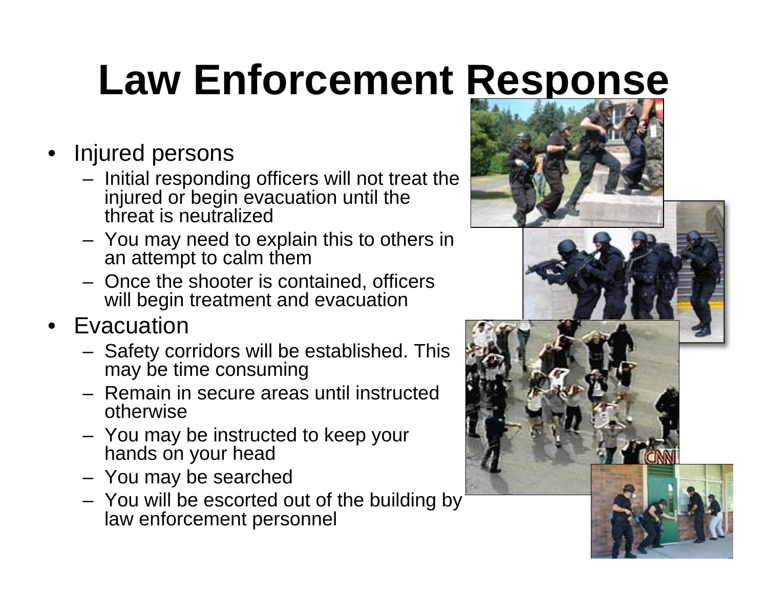# Law Enforcement Response

- Injured persons
  - Initial responding officers will not treat the injured or begin evacuation until the threat is neutralized
  - You may need to explain this to others in an attempt to calm them
  - Once the shooter is contained, officers will begin treatment and evacuation
- Evacuation
  - Safety corridors will be established. This may be time consuming
  - Remain in secure areas until instructed otherwise
  - You may be instructed to keep your hands on your head
  - You may be searched
  - You will be escorted out of the building by law enforcement personnel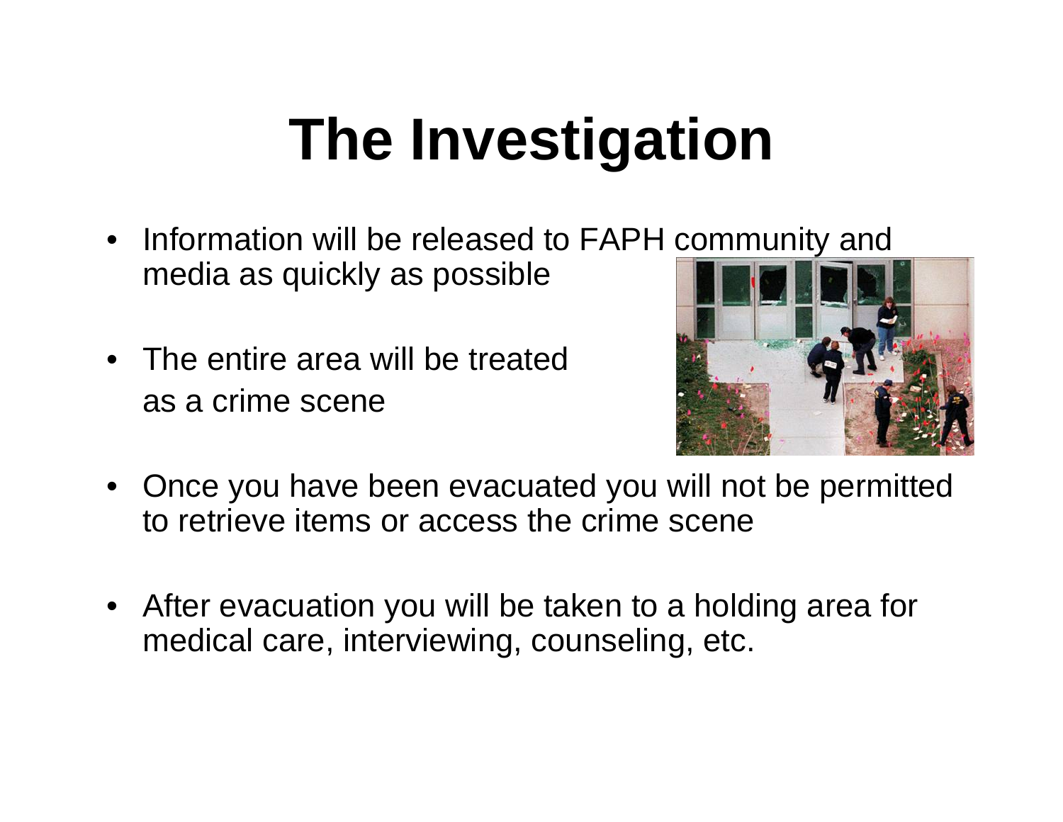# The Investigation

- Information will be released to FAPH community and media as quickly as possible
- The entire area will be treated as a crime scene
- Once you have been evacuated you will not be permitted to retrieve items or access the crime scene
- After evacuation you will be taken to a holding area for medical care, interviewing, counseling, etc.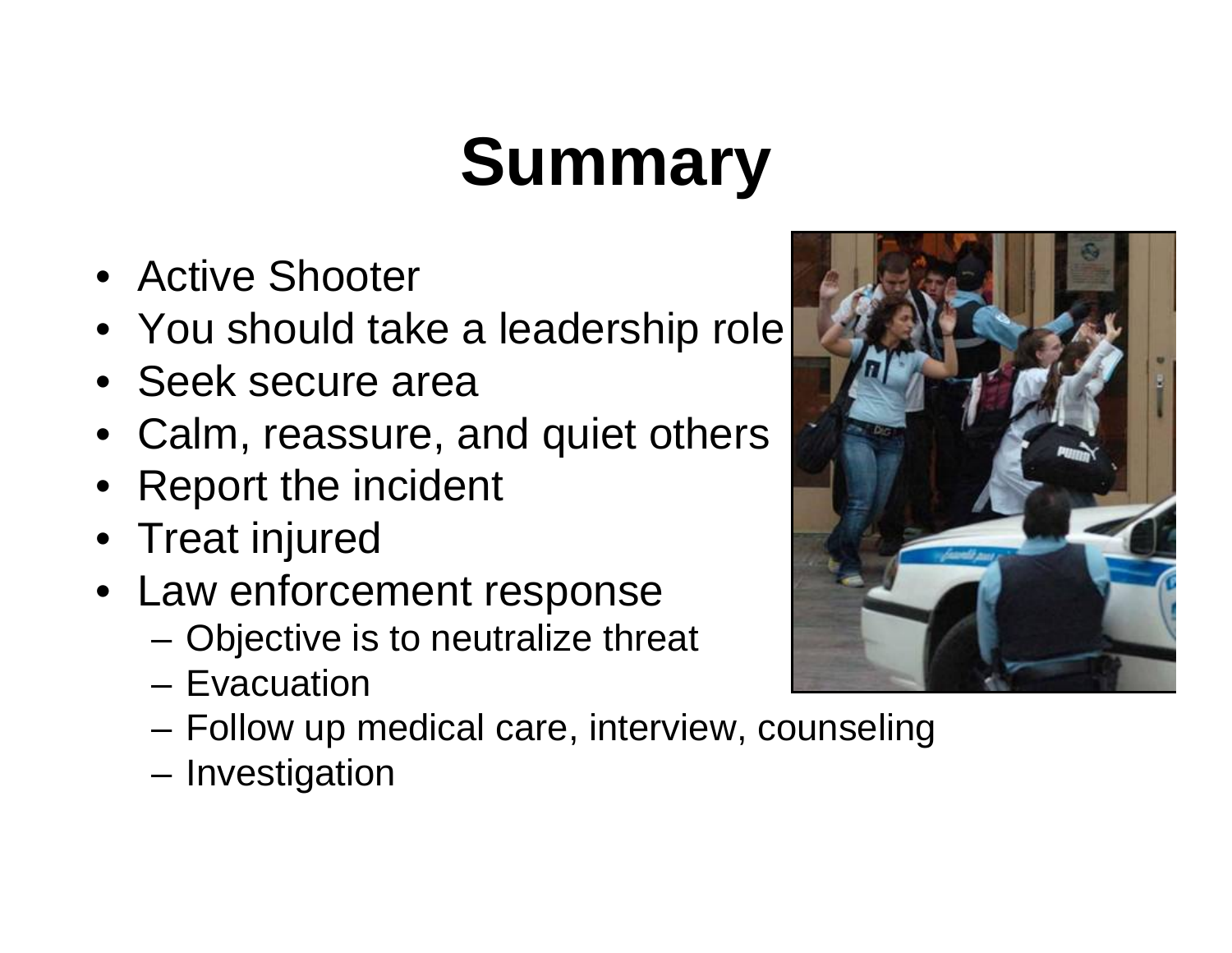# Summary

- Active Shooter
- You should take a leadership role
- Seek secure area
- Calm, reassure, and quiet others
- Report the incident
- Treat injured
- Law enforcement response
  - Objective is to neutralize threat
  - Evacuation
  - Follow up medical care, interview, counseling
  - Investigation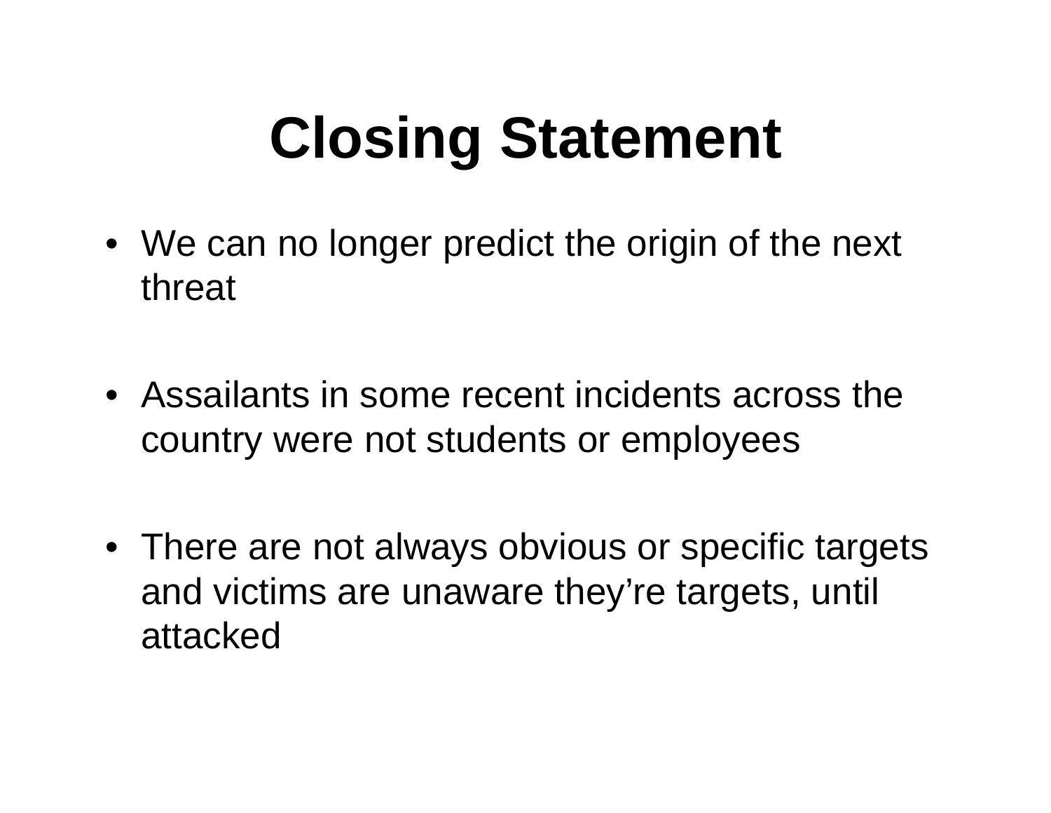# Closing Statement

- We can no longer predict the origin of the next threat
- Assailants in some recent incidents across the country were not students or employees
- There are not always obvious or specific targets and victims are unaware they’re targets, until attacked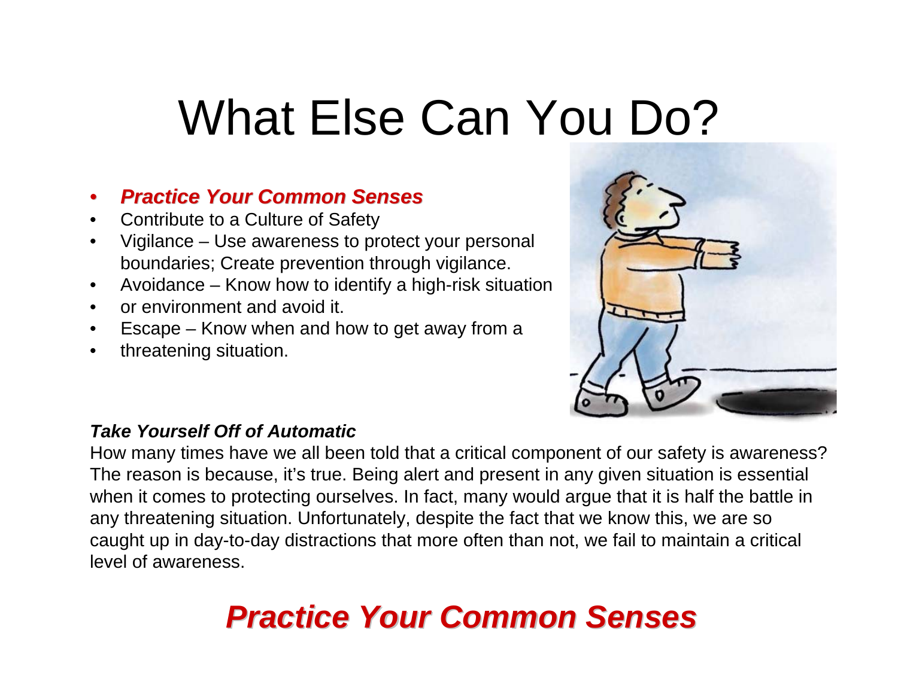# What Else Can You Do?

- ***Practice Your Common Senses***
- Contribute to a Culture of Safety
- Vigilance – Use awareness to protect your personal boundaries; Create prevention through vigilance.
- Avoidance – Know how to identify a high-risk situation
- or environment and avoid it.
- Escape – Know when and how to get away from a
- threatening situation.

***Take Yourself Off of Automatic***

How many times have we all been told that a critical component of our safety is awareness? The reason is because, it's true. Being alert and present in any given situation is essential when it comes to protecting ourselves. In fact, many would argue that it is half the battle in any threatening situation. Unfortunately, despite the fact that we know this, we are so caught up in day-to-day distractions that more often than not, we fail to maintain a critical level of awareness.

## ***Practice Your Common Senses***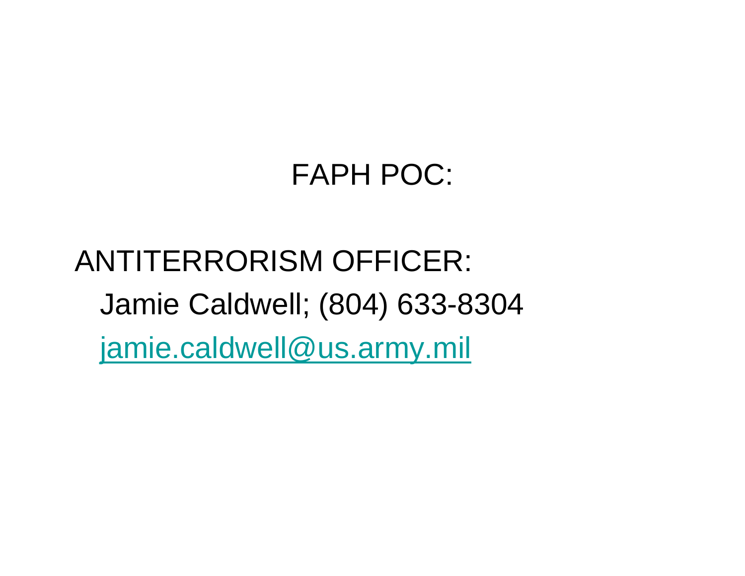# FAPH POC:

ANTITERRORISM OFFICER:

Jamie Caldwell; (804) 633-8304

jamie.caldwell@us.army.mil